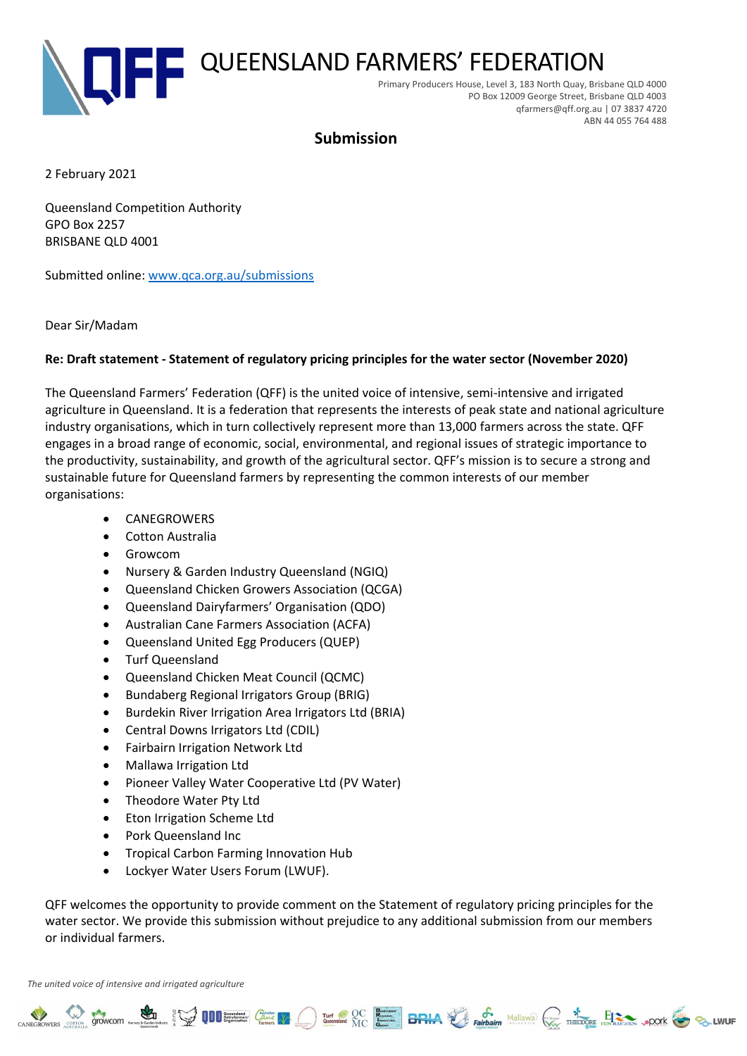# QUEENSLAND FARMERS' FEDERATION

Primary Producers House, Level 3, 183 North Quay, Brisbane QLD 4000
PO Box 12009 George Street, Brisbane QLD 4003
qfarmers@qff.org.au | 07 3837 4720
ABN 44 055 764 488

## Submission

2 February 2021

Queensland Competition Authority
GPO Box 2257
BRISBANE QLD 4001

Submitted online: www.qca.org.au/submissions

Dear Sir/Madam

**Re: Draft statement - Statement of regulatory pricing principles for the water sector (November 2020)**

The Queensland Farmers' Federation (QFF) is the united voice of intensive, semi-intensive and irrigated agriculture in Queensland. It is a federation that represents the interests of peak state and national agriculture industry organisations, which in turn collectively represent more than 13,000 farmers across the state. QFF engages in a broad range of economic, social, environmental, and regional issues of strategic importance to the productivity, sustainability, and growth of the agricultural sector. QFF's mission is to secure a strong and sustainable future for Queensland farmers by representing the common interests of our member organisations:

- CANEGROWERS
- Cotton Australia
- Growcom
- Nursery & Garden Industry Queensland (NGIQ)
- Queensland Chicken Growers Association (QCGA)
- Queensland Dairyfarmers' Organisation (QDO)
- Australian Cane Farmers Association (ACFA)
- Queensland United Egg Producers (QUEP)
- Turf Queensland
- Queensland Chicken Meat Council (QCMC)
- Bundaberg Regional Irrigators Group (BRIG)
- Burdekin River Irrigation Area Irrigators Ltd (BRIA)
- Central Downs Irrigators Ltd (CDIL)
- Fairbairn Irrigation Network Ltd
- Mallawa Irrigation Ltd
- Pioneer Valley Water Cooperative Ltd (PV Water)
- Theodore Water Pty Ltd
- Eton Irrigation Scheme Ltd
- Pork Queensland Inc
- Tropical Carbon Farming Innovation Hub
- Lockyer Water Users Forum (LWUF).

QFF welcomes the opportunity to provide comment on the Statement of regulatory pricing principles for the water sector. We provide this submission without prejudice to any additional submission from our members or individual farmers.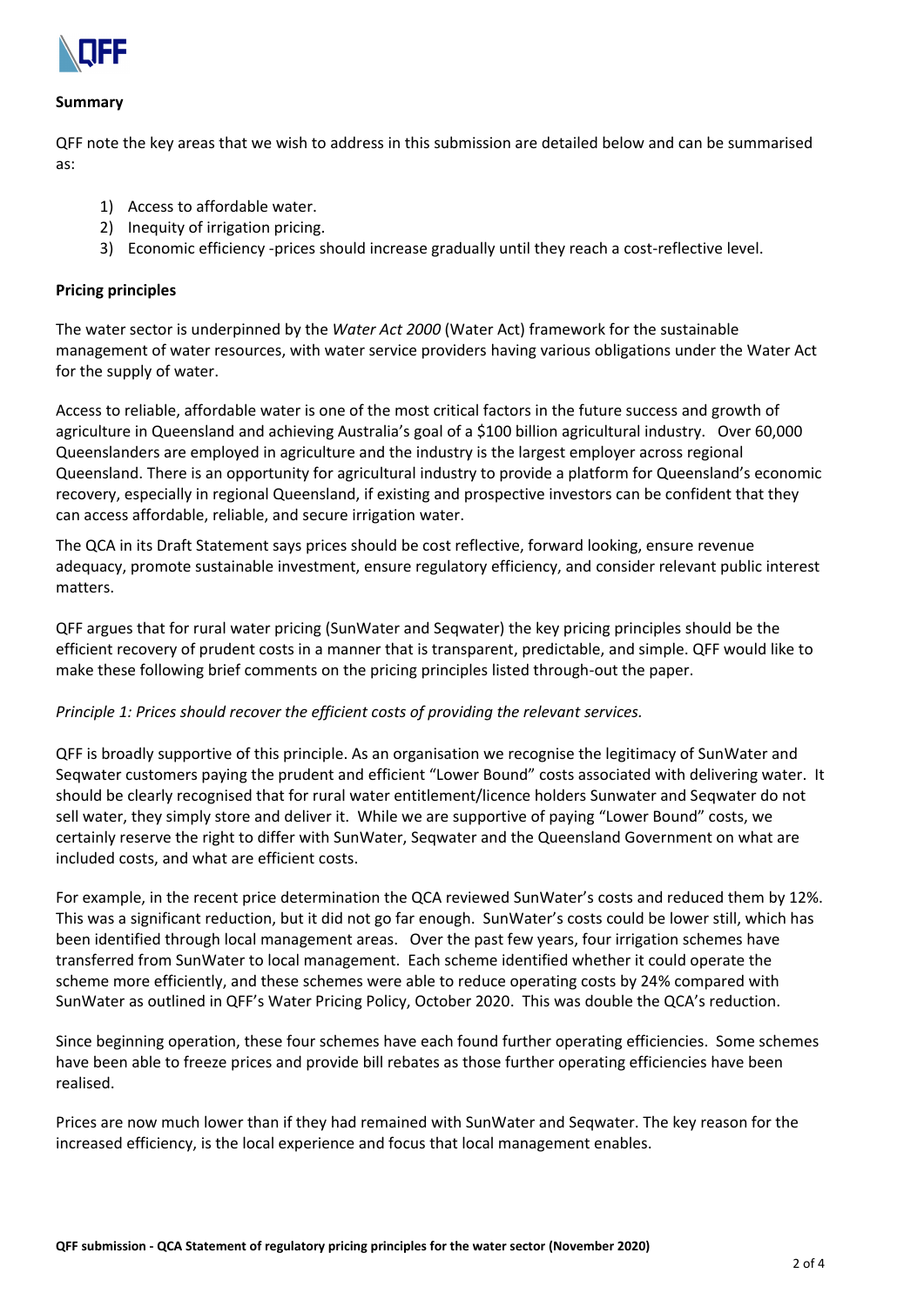**Summary**

QFF note the key areas that we wish to address in this submission are detailed below and can be summarised as:

1) Access to affordable water.
2) Inequity of irrigation pricing.
3) Economic efficiency -prices should increase gradually until they reach a cost-reflective level.

**Pricing principles**

The water sector is underpinned by the *Water Act 2000* (Water Act) framework for the sustainable management of water resources, with water service providers having various obligations under the Water Act for the supply of water.

Access to reliable, affordable water is one of the most critical factors in the future success and growth of agriculture in Queensland and achieving Australia's goal of a $100 billion agricultural industry. Over 60,000 Queenslanders are employed in agriculture and the industry is the largest employer across regional Queensland. There is an opportunity for agricultural industry to provide a platform for Queensland's economic recovery, especially in regional Queensland, if existing and prospective investors can be confident that they can access affordable, reliable, and secure irrigation water.

The QCA in its Draft Statement says prices should be cost reflective, forward looking, ensure revenue adequacy, promote sustainable investment, ensure regulatory efficiency, and consider relevant public interest matters.

QFF argues that for rural water pricing (SunWater and Seqwater) the key pricing principles should be the efficient recovery of prudent costs in a manner that is transparent, predictable, and simple. QFF would like to make these following brief comments on the pricing principles listed through-out the paper.

*Principle 1: Prices should recover the efficient costs of providing the relevant services.*

QFF is broadly supportive of this principle. As an organisation we recognise the legitimacy of SunWater and Seqwater customers paying the prudent and efficient "Lower Bound" costs associated with delivering water. It should be clearly recognised that for rural water entitlement/licence holders Sunwater and Seqwater do not sell water, they simply store and deliver it. While we are supportive of paying "Lower Bound" costs, we certainly reserve the right to differ with SunWater, Seqwater and the Queensland Government on what are included costs, and what are efficient costs.

For example, in the recent price determination the QCA reviewed SunWater's costs and reduced them by 12%. This was a significant reduction, but it did not go far enough. SunWater's costs could be lower still, which has been identified through local management areas. Over the past few years, four irrigation schemes have transferred from SunWater to local management. Each scheme identified whether it could operate the scheme more efficiently, and these schemes were able to reduce operating costs by 24% compared with SunWater as outlined in QFF's Water Pricing Policy, October 2020. This was double the QCA's reduction.

Since beginning operation, these four schemes have each found further operating efficiencies. Some schemes have been able to freeze prices and provide bill rebates as those further operating efficiencies have been realised.

Prices are now much lower than if they had remained with SunWater and Seqwater. The key reason for the increased efficiency, is the local experience and focus that local management enables.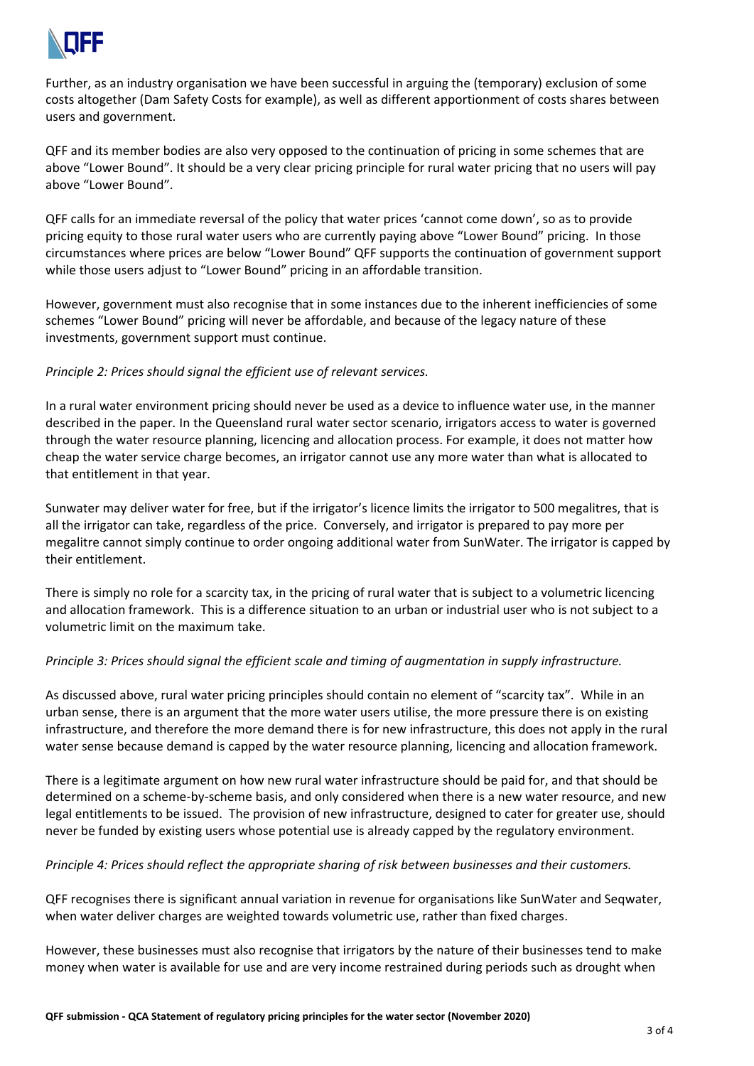Further, as an industry organisation we have been successful in arguing the (temporary) exclusion of some costs altogether (Dam Safety Costs for example), as well as different apportionment of costs shares between users and government.

QFF and its member bodies are also very opposed to the continuation of pricing in some schemes that are above "Lower Bound". It should be a very clear pricing principle for rural water pricing that no users will pay above "Lower Bound".

QFF calls for an immediate reversal of the policy that water prices 'cannot come down', so as to provide pricing equity to those rural water users who are currently paying above "Lower Bound" pricing. In those circumstances where prices are below "Lower Bound" QFF supports the continuation of government support while those users adjust to "Lower Bound" pricing in an affordable transition.

However, government must also recognise that in some instances due to the inherent inefficiencies of some schemes "Lower Bound" pricing will never be affordable, and because of the legacy nature of these investments, government support must continue.

*Principle 2: Prices should signal the efficient use of relevant services.*

In a rural water environment pricing should never be used as a device to influence water use, in the manner described in the paper. In the Queensland rural water sector scenario, irrigators access to water is governed through the water resource planning, licencing and allocation process. For example, it does not matter how cheap the water service charge becomes, an irrigator cannot use any more water than what is allocated to that entitlement in that year.

Sunwater may deliver water for free, but if the irrigator's licence limits the irrigator to 500 megalitres, that is all the irrigator can take, regardless of the price. Conversely, and irrigator is prepared to pay more per megalitre cannot simply continue to order ongoing additional water from SunWater. The irrigator is capped by their entitlement.

There is simply no role for a scarcity tax, in the pricing of rural water that is subject to a volumetric licencing and allocation framework. This is a difference situation to an urban or industrial user who is not subject to a volumetric limit on the maximum take.

*Principle 3: Prices should signal the efficient scale and timing of augmentation in supply infrastructure.*

As discussed above, rural water pricing principles should contain no element of "scarcity tax". While in an urban sense, there is an argument that the more water users utilise, the more pressure there is on existing infrastructure, and therefore the more demand there is for new infrastructure, this does not apply in the rural water sense because demand is capped by the water resource planning, licencing and allocation framework.

There is a legitimate argument on how new rural water infrastructure should be paid for, and that should be determined on a scheme-by-scheme basis, and only considered when there is a new water resource, and new legal entitlements to be issued. The provision of new infrastructure, designed to cater for greater use, should never be funded by existing users whose potential use is already capped by the regulatory environment.

*Principle 4: Prices should reflect the appropriate sharing of risk between businesses and their customers.*

QFF recognises there is significant annual variation in revenue for organisations like SunWater and Seqwater, when water deliver charges are weighted towards volumetric use, rather than fixed charges.

However, these businesses must also recognise that irrigators by the nature of their businesses tend to make money when water is available for use and are very income restrained during periods such as drought when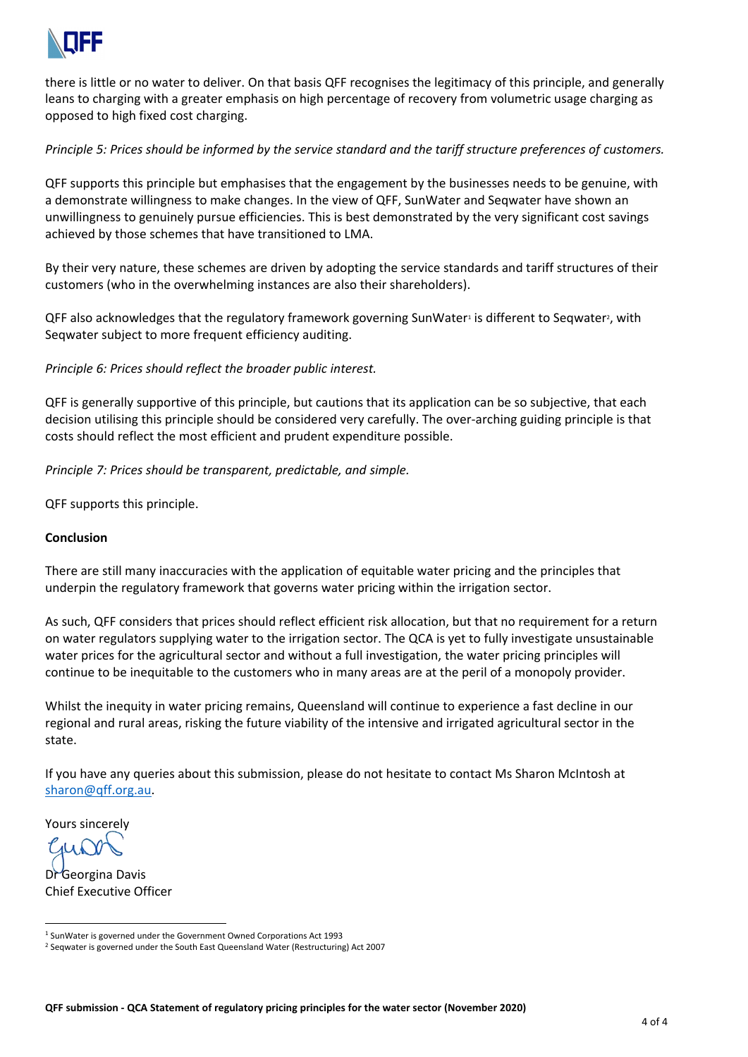there is little or no water to deliver. On that basis QFF recognises the legitimacy of this principle, and generally leans to charging with a greater emphasis on high percentage of recovery from volumetric usage charging as opposed to high fixed cost charging.

*Principle 5: Prices should be informed by the service standard and the tariff structure preferences of customers.*

QFF supports this principle but emphasises that the engagement by the businesses needs to be genuine, with a demonstrate willingness to make changes. In the view of QFF, SunWater and Seqwater have shown an unwillingness to genuinely pursue efficiencies. This is best demonstrated by the very significant cost savings achieved by those schemes that have transitioned to LMA.

By their very nature, these schemes are driven by adopting the service standards and tariff structures of their customers (who in the overwhelming instances are also their shareholders).

QFF also acknowledges that the regulatory framework governing SunWater[1] is different to Seqwater[2], with Seqwater subject to more frequent efficiency auditing.

*Principle 6: Prices should reflect the broader public interest.*

QFF is generally supportive of this principle, but cautions that its application can be so subjective, that each decision utilising this principle should be considered very carefully. The over-arching guiding principle is that costs should reflect the most efficient and prudent expenditure possible.

*Principle 7: Prices should be transparent, predictable, and simple.*

QFF supports this principle.

**Conclusion**

There are still many inaccuracies with the application of equitable water pricing and the principles that underpin the regulatory framework that governs water pricing within the irrigation sector.

As such, QFF considers that prices should reflect efficient risk allocation, but that no requirement for a return on water regulators supplying water to the irrigation sector. The QCA is yet to fully investigate unsustainable water prices for the agricultural sector and without a full investigation, the water pricing principles will continue to be inequitable to the customers who in many areas are at the peril of a monopoly provider.

Whilst the inequity in water pricing remains, Queensland will continue to experience a fast decline in our regional and rural areas, risking the future viability of the intensive and irrigated agricultural sector in the state.

If you have any queries about this submission, please do not hesitate to contact Ms Sharon McIntosh at sharon@qff.org.au.

Yours sincerely

Dr Georgina Davis
Chief Executive Officer

[1] SunWater is governed under the Government Owned Corporations Act 1993

[2] Seqwater is governed under the South East Queensland Water (Restructuring) Act 2007

**QFF submission - QCA Statement of regulatory pricing principles for the water sector (November 2020)**